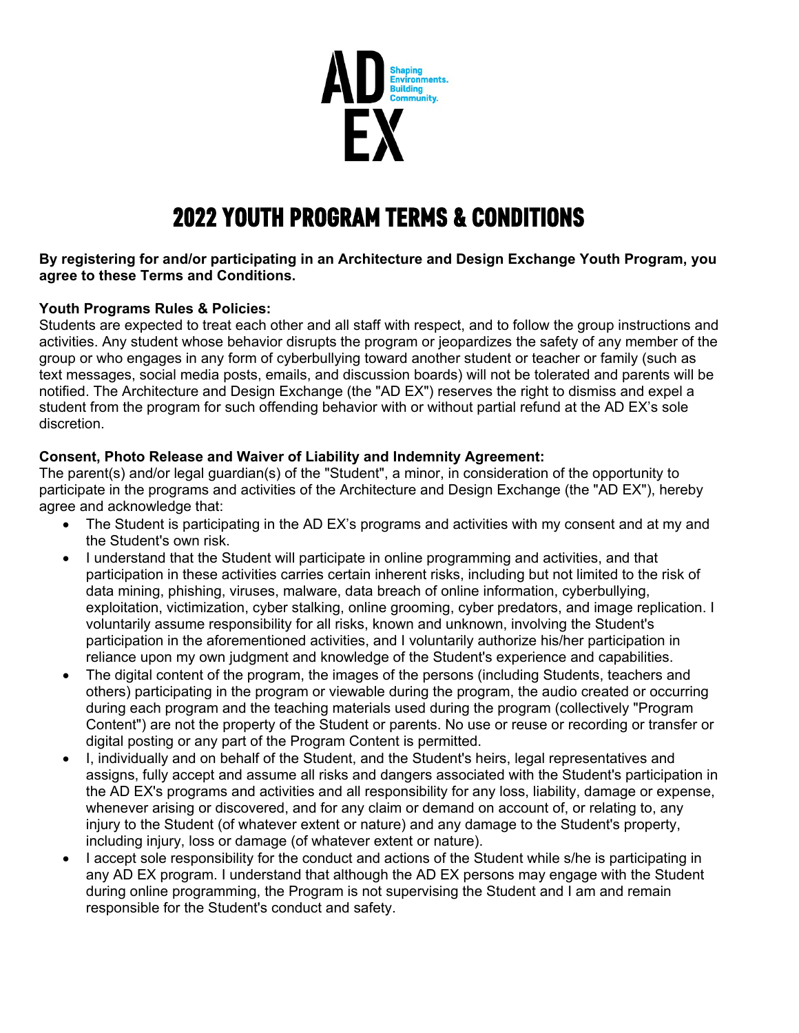AD EX

Shaping Environments. Building Community.

# 2022 YOUTH PROGRAM TERMS & CONDITIONS

**By registering for and/or participating in an Architecture and Design Exchange Youth Program, you agree to these Terms and Conditions.**

**Youth Programs Rules & Policies:**

Students are expected to treat each other and all staff with respect, and to follow the group instructions and activities. Any student whose behavior disrupts the program or jeopardizes the safety of any member of the group or who engages in any form of cyberbullying toward another student or teacher or family (such as text messages, social media posts, emails, and discussion boards) will not be tolerated and parents will be notified. The Architecture and Design Exchange (the "AD EX") reserves the right to dismiss and expel a student from the program for such offending behavior with or without partial refund at the AD EX's sole discretion.

**Consent, Photo Release and Waiver of Liability and Indemnity Agreement:**

The parent(s) and/or legal guardian(s) of the "Student", a minor, in consideration of the opportunity to participate in the programs and activities of the Architecture and Design Exchange (the "AD EX"), hereby agree and acknowledge that:

- The Student is participating in the AD EX's programs and activities with my consent and at my and the Student's own risk.
- I understand that the Student will participate in online programming and activities, and that participation in these activities carries certain inherent risks, including but not limited to the risk of data mining, phishing, viruses, malware, data breach of online information, cyberbullying, exploitation, victimization, cyber stalking, online grooming, cyber predators, and image replication. I voluntarily assume responsibility for all risks, known and unknown, involving the Student's participation in the aforementioned activities, and I voluntarily authorize his/her participation in reliance upon my own judgment and knowledge of the Student's experience and capabilities.
- The digital content of the program, the images of the persons (including Students, teachers and others) participating in the program or viewable during the program, the audio created or occurring during each program and the teaching materials used during the program (collectively "Program Content") are not the property of the Student or parents. No use or reuse or recording or transfer or digital posting or any part of the Program Content is permitted.
- I, individually and on behalf of the Student, and the Student's heirs, legal representatives and assigns, fully accept and assume all risks and dangers associated with the Student's participation in the AD EX's programs and activities and all responsibility for any loss, liability, damage or expense, whenever arising or discovered, and for any claim or demand on account of, or relating to, any injury to the Student (of whatever extent or nature) and any damage to the Student's property, including injury, loss or damage (of whatever extent or nature).
- I accept sole responsibility for the conduct and actions of the Student while s/he is participating in any AD EX program. I understand that although the AD EX persons may engage with the Student during online programming, the Program is not supervising the Student and I am and remain responsible for the Student's conduct and safety.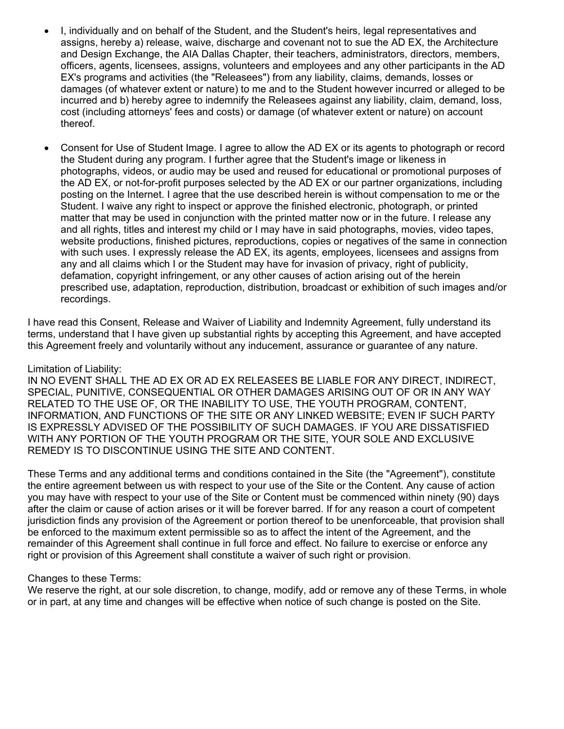- I, individually and on behalf of the Student, and the Student's heirs, legal representatives and assigns, hereby a) release, waive, discharge and covenant not to sue the AD EX, the Architecture and Design Exchange, the AIA Dallas Chapter, their teachers, administrators, directors, members, officers, agents, licensees, assigns, volunteers and employees and any other participants in the AD EX's programs and activities (the "Releasees") from any liability, claims, demands, losses or damages (of whatever extent or nature) to me and to the Student however incurred or alleged to be incurred and b) hereby agree to indemnify the Releasees against any liability, claim, demand, loss, cost (including attorneys' fees and costs) or damage (of whatever extent or nature) on account thereof.

- Consent for Use of Student Image. I agree to allow the AD EX or its agents to photograph or record the Student during any program. I further agree that the Student's image or likeness in photographs, videos, or audio may be used and reused for educational or promotional purposes of the AD EX, or not-for-profit purposes selected by the AD EX or our partner organizations, including posting on the Internet. I agree that the use described herein is without compensation to me or the Student. I waive any right to inspect or approve the finished electronic, photograph, or printed matter that may be used in conjunction with the printed matter now or in the future. I release any and all rights, titles and interest my child or I may have in said photographs, movies, video tapes, website productions, finished pictures, reproductions, copies or negatives of the same in connection with such uses. I expressly release the AD EX, its agents, employees, licensees and assigns from any and all claims which I or the Student may have for invasion of privacy, right of publicity, defamation, copyright infringement, or any other causes of action arising out of the herein prescribed use, adaptation, reproduction, distribution, broadcast or exhibition of such images and/or recordings.

I have read this Consent, Release and Waiver of Liability and Indemnity Agreement, fully understand its terms, understand that I have given up substantial rights by accepting this Agreement, and have accepted this Agreement freely and voluntarily without any inducement, assurance or guarantee of any nature.

Limitation of Liability:
IN NO EVENT SHALL THE AD EX OR AD EX RELEASEES BE LIABLE FOR ANY DIRECT, INDIRECT, SPECIAL, PUNITIVE, CONSEQUENTIAL OR OTHER DAMAGES ARISING OUT OF OR IN ANY WAY RELATED TO THE USE OF, OR THE INABILITY TO USE, THE YOUTH PROGRAM, CONTENT, INFORMATION, AND FUNCTIONS OF THE SITE OR ANY LINKED WEBSITE; EVEN IF SUCH PARTY IS EXPRESSLY ADVISED OF THE POSSIBILITY OF SUCH DAMAGES. IF YOU ARE DISSATISFIED WITH ANY PORTION OF THE YOUTH PROGRAM OR THE SITE, YOUR SOLE AND EXCLUSIVE REMEDY IS TO DISCONTINUE USING THE SITE AND CONTENT.

These Terms and any additional terms and conditions contained in the Site (the "Agreement"), constitute the entire agreement between us with respect to your use of the Site or the Content. Any cause of action you may have with respect to your use of the Site or Content must be commenced within ninety (90) days after the claim or cause of action arises or it will be forever barred. If for any reason a court of competent jurisdiction finds any provision of the Agreement or portion thereof to be unenforceable, that provision shall be enforced to the maximum extent permissible so as to affect the intent of the Agreement, and the remainder of this Agreement shall continue in full force and effect. No failure to exercise or enforce any right or provision of this Agreement shall constitute a waiver of such right or provision.

Changes to these Terms:
We reserve the right, at our sole discretion, to change, modify, add or remove any of these Terms, in whole or in part, at any time and changes will be effective when notice of such change is posted on the Site.